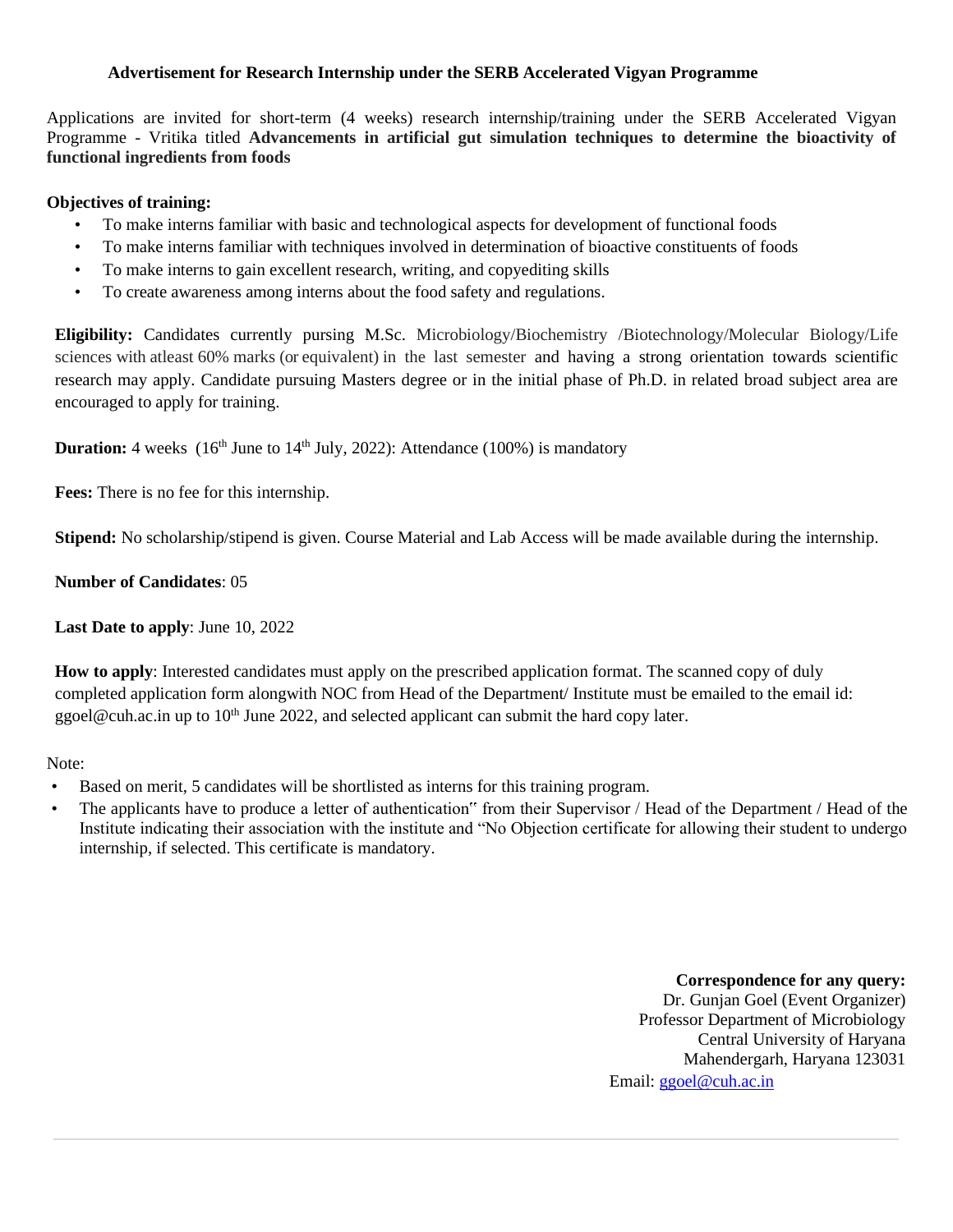### Advertisement for Research Internship under the SERB Accelerated Vigyan Programme

Applications are invited for short-term (4 weeks) research internship/training under the SERB Accelerated Vigyan Programme - Vritika titled **Advancements in artificial gut simulation techniques to determine the bioactivity of functional ingredients from foods**

**Objectives of training:**

- To make interns familiar with basic and technological aspects for development of functional foods
- To make interns familiar with techniques involved in determination of bioactive constituents of foods
- To make interns to gain excellent research, writing, and copyediting skills
- To create awareness among interns about the food safety and regulations.

**Eligibility:** Candidates currently pursing M.Sc. Microbiology/Biochemistry /Biotechnology/Molecular Biology/Life sciences with atleast 60% marks (or equivalent) in the last semester and having a strong orientation towards scientific research may apply. Candidate pursuing Masters degree or in the initial phase of Ph.D. in related broad subject area are encouraged to apply for training.

**Duration:** 4 weeks (16th June to 14th July, 2022): Attendance (100%) is mandatory

**Fees:** There is no fee for this internship.

**Stipend:** No scholarship/stipend is given. Course Material and Lab Access will be made available during the internship.

**Number of Candidates**: 05

**Last Date to apply**: June 10, 2022

**How to apply**: Interested candidates must apply on the prescribed application format. The scanned copy of duly completed application form alongwith NOC from Head of the Department/ Institute must be emailed to the email id: ggoel@cuh.ac.in up to 10th June 2022, and selected applicant can submit the hard copy later.

Note:

- Based on merit, 5 candidates will be shortlisted as interns for this training program.
- The applicants have to produce a letter of authentication" from their Supervisor / Head of the Department / Head of the Institute indicating their association with the institute and "No Objection certificate for allowing their student to undergo internship, if selected. This certificate is mandatory.

**Correspondence for any query:**
Dr. Gunjan Goel (Event Organizer)
Professor Department of Microbiology
Central University of Haryana
Mahendergarh, Haryana 123031
Email: ggoel@cuh.ac.in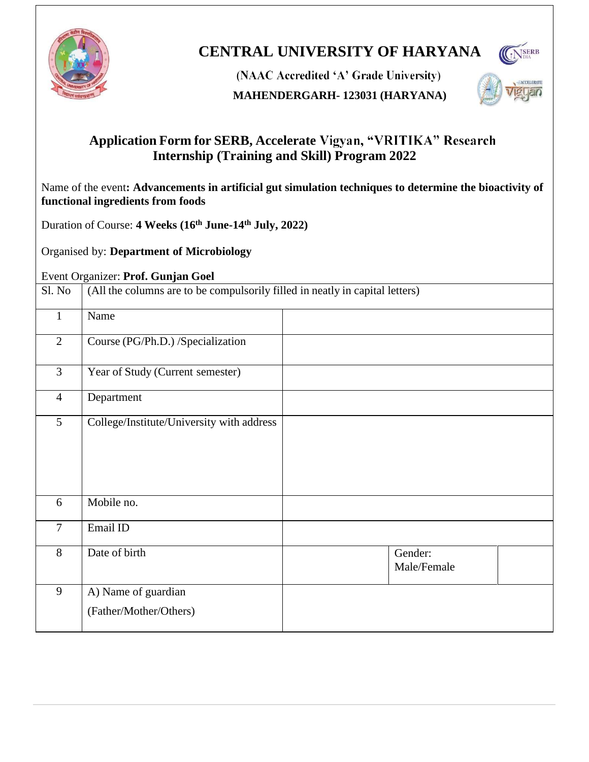# CENTRAL UNIVERSITY OF HARYANA

(NAAC Accredited 'A' Grade University)

**MAHENDERGARH- 123031 (HARYANA)**

## Application Form for SERB, Accelerate Vigyan, "VRITIKA" Research Internship (Training and Skill) Program 2022

Name of the event**: Advancements in artificial gut simulation techniques to determine the bioactivity of functional ingredients from foods**

Duration of Course: **4 Weeks (16th June-14th July, 2022)**

Organised by: **Department of Microbiology**

Event Organizer: **Prof. Gunjan Goel**

| Sl. No | (All the columns are to be compulsorily filled in neatly in capital letters) | | | |
|---|---|---|---|---|
| 1 | Name | | | |
| 2 | Course (PG/Ph.D.) /Specialization | | | |
| 3 | Year of Study (Current semester) | | | |
| 4 | Department | | | |
| 5 | College/Institute/University with address | | | |
| 6 | Mobile no. | | | |
| 7 | Email ID | | | |
| 8 | Date of birth | | Gender: Male/Female | |
| 9 | A) Name of guardian (Father/Mother/Others) | | | |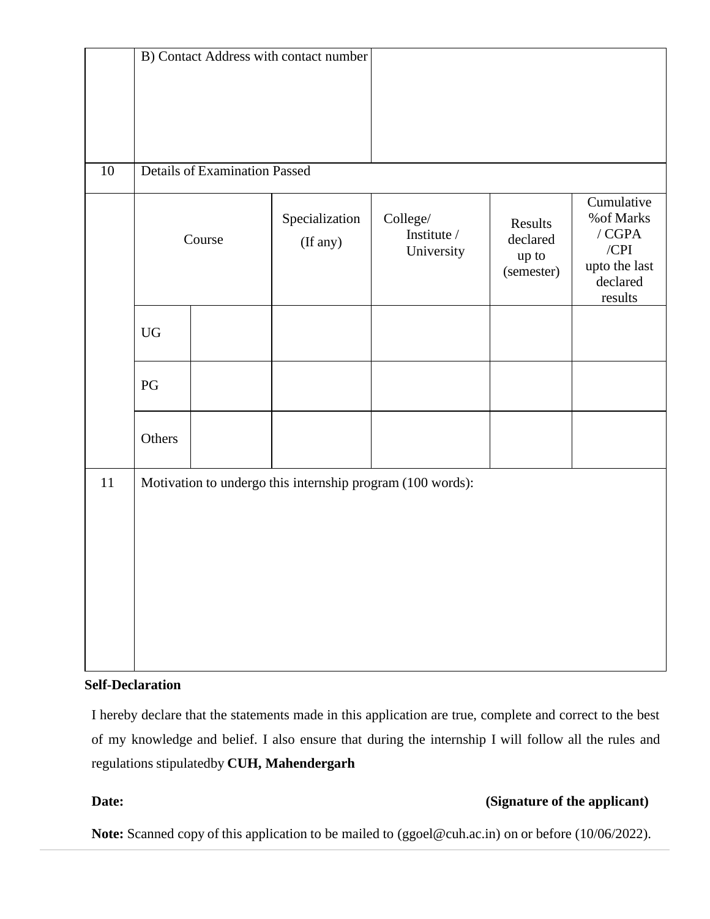| | B) Contact Address with contact number | | | | | |
|---|---|---|---|---|---|---|
| 10 | Details of Examination Passed | | | | | |
| | Course | | Specialization (If any) | College/ Institute / University | Results declared up to (semester) | Cumulative %of Marks / CGPA /CPI upto the last declared results |
| | UG | | | | | |
| | PG | | | | | |
| | Others | | | | | |
| 11 | Motivation to undergo this internship program (100 words): | | | | | |

**Self-Declaration**

I hereby declare that the statements made in this application are true, complete and correct to the best of my knowledge and belief. I also ensure that during the internship I will follow all the rules and regulations stipulatedby **CUH, Mahendergarh**

**Date:** **(Signature of the applicant)**

**Note:** Scanned copy of this application to be mailed to (ggoel@cuh.ac.in) on or before (10/06/2022).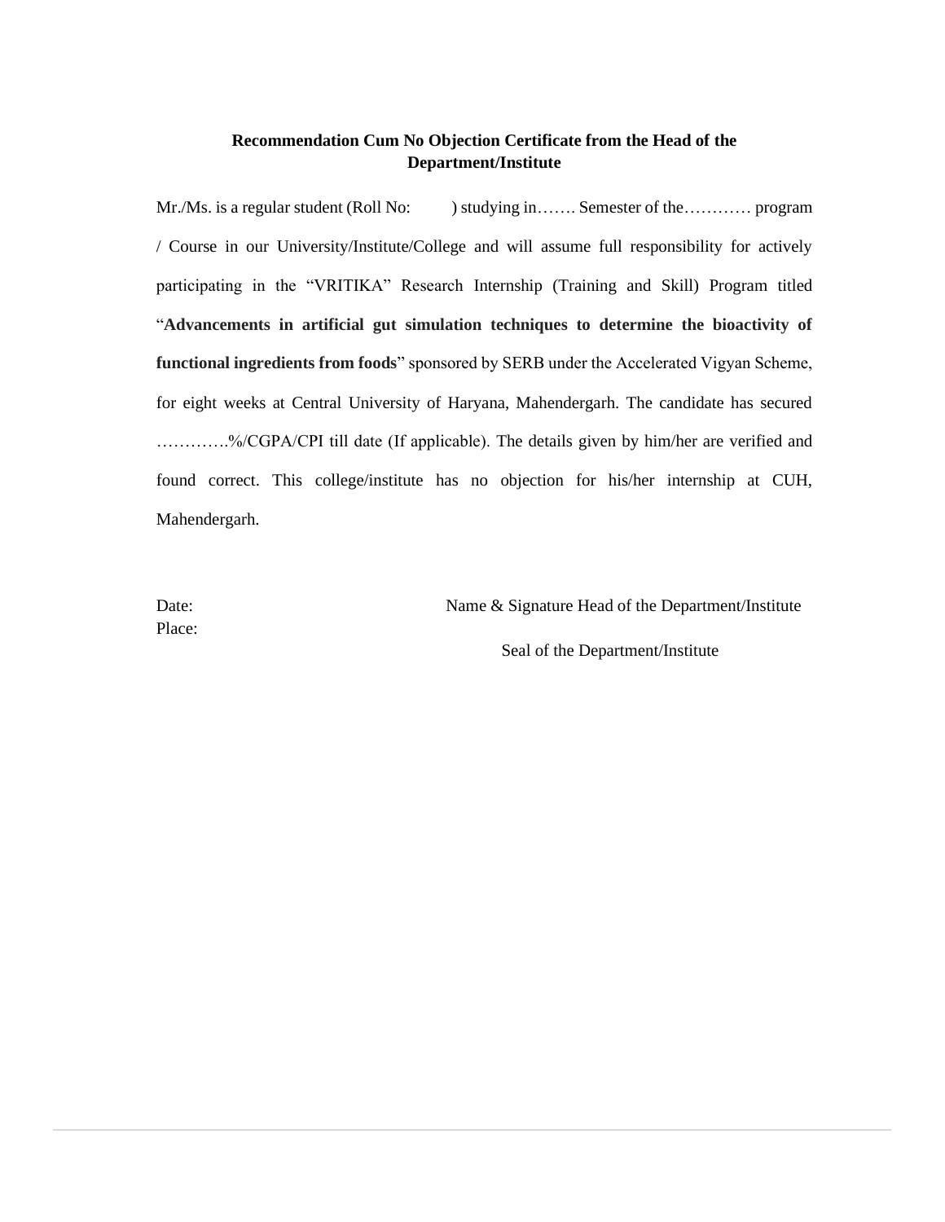**Recommendation Cum No Objection Certificate from the Head of the Department/Institute**

Mr./Ms. is a regular student (Roll No: ) studying in……. Semester of the………… program / Course in our University/Institute/College and will assume full responsibility for actively participating in the "VRITIKA" Research Internship (Training and Skill) Program titled "**Advancements in artificial gut simulation techniques to determine the bioactivity of functional ingredients from foods**" sponsored by SERB under the Accelerated Vigyan Scheme, for eight weeks at Central University of Haryana, Mahendergarh. The candidate has secured ………….%/CGPA/CPI till date (If applicable). The details given by him/her are verified and found correct. This college/institute has no objection for his/her internship at CUH, Mahendergarh.

Date:

Place:

Name & Signature Head of the Department/Institute

Seal of the Department/Institute